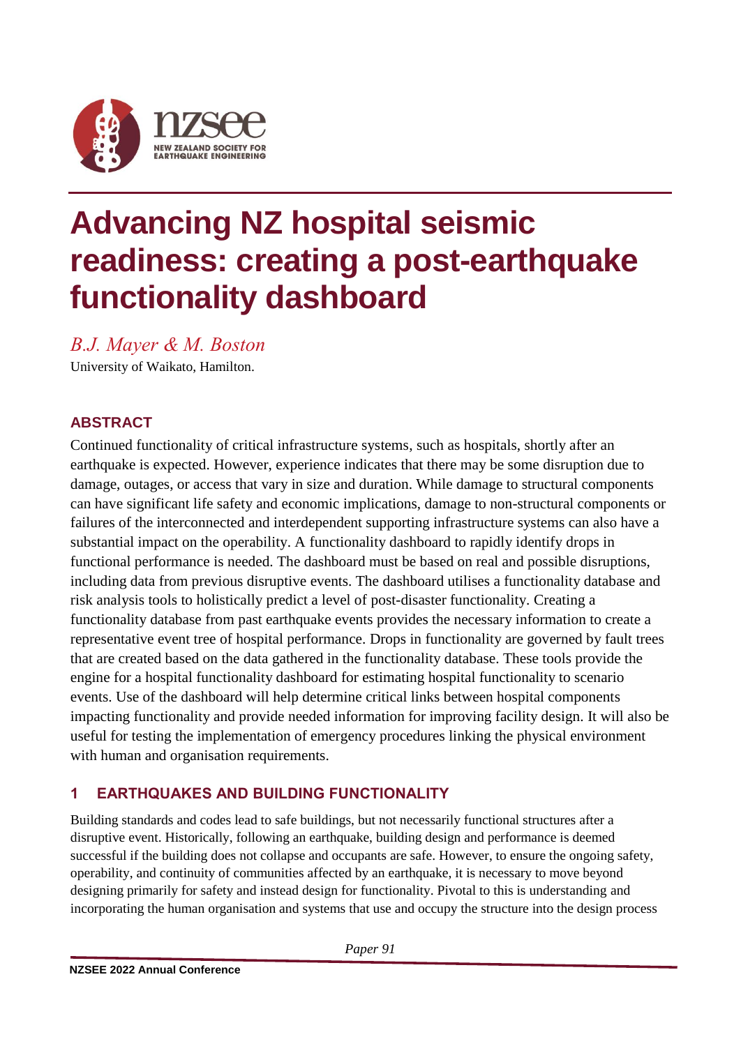# Advancing NZ hospital seismic readiness: creating a post-earthquake functionality dashboard

*B.J. Mayer & M. Boston*

University of Waikato, Hamilton.

## ABSTRACT

Continued functionality of critical infrastructure systems, such as hospitals, shortly after an earthquake is expected. However, experience indicates that there may be some disruption due to damage, outages, or access that vary in size and duration. While damage to structural components can have significant life safety and economic implications, damage to non-structural components or failures of the interconnected and interdependent supporting infrastructure systems can also have a substantial impact on the operability. A functionality dashboard to rapidly identify drops in functional performance is needed. The dashboard must be based on real and possible disruptions, including data from previous disruptive events. The dashboard utilises a functionality database and risk analysis tools to holistically predict a level of post-disaster functionality. Creating a functionality database from past earthquake events provides the necessary information to create a representative event tree of hospital performance. Drops in functionality are governed by fault trees that are created based on the data gathered in the functionality database. These tools provide the engine for a hospital functionality dashboard for estimating hospital functionality to scenario events. Use of the dashboard will help determine critical links between hospital components impacting functionality and provide needed information for improving facility design. It will also be useful for testing the implementation of emergency procedures linking the physical environment with human and organisation requirements.

## 1 EARTHQUAKES AND BUILDING FUNCTIONALITY

Building standards and codes lead to safe buildings, but not necessarily functional structures after a disruptive event. Historically, following an earthquake, building design and performance is deemed successful if the building does not collapse and occupants are safe. However, to ensure the ongoing safety, operability, and continuity of communities affected by an earthquake, it is necessary to move beyond designing primarily for safety and instead design for functionality. Pivotal to this is understanding and incorporating the human organisation and systems that use and occupy the structure into the design process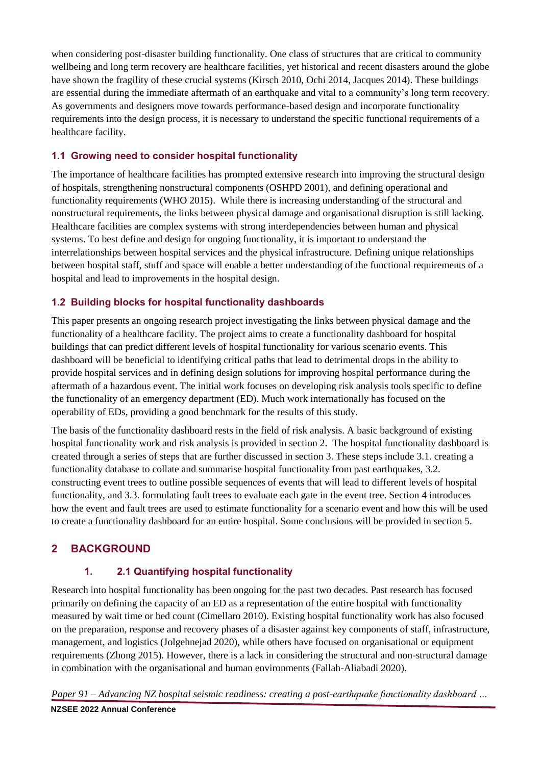when considering post-disaster building functionality. One class of structures that are critical to community wellbeing and long term recovery are healthcare facilities, yet historical and recent disasters around the globe have shown the fragility of these crucial systems (Kirsch 2010, Ochi 2014, Jacques 2014). These buildings are essential during the immediate aftermath of an earthquake and vital to a community's long term recovery. As governments and designers move towards performance-based design and incorporate functionality requirements into the design process, it is necessary to understand the specific functional requirements of a healthcare facility.

### 1.1 Growing need to consider hospital functionality

The importance of healthcare facilities has prompted extensive research into improving the structural design of hospitals, strengthening nonstructural components (OSHPD 2001), and defining operational and functionality requirements (WHO 2015). While there is increasing understanding of the structural and nonstructural requirements, the links between physical damage and organisational disruption is still lacking. Healthcare facilities are complex systems with strong interdependencies between human and physical systems. To best define and design for ongoing functionality, it is important to understand the interrelationships between hospital services and the physical infrastructure. Defining unique relationships between hospital staff, stuff and space will enable a better understanding of the functional requirements of a hospital and lead to improvements in the hospital design.

### 1.2 Building blocks for hospital functionality dashboards

This paper presents an ongoing research project investigating the links between physical damage and the functionality of a healthcare facility. The project aims to create a functionality dashboard for hospital buildings that can predict different levels of hospital functionality for various scenario events. This dashboard will be beneficial to identifying critical paths that lead to detrimental drops in the ability to provide hospital services and in defining design solutions for improving hospital performance during the aftermath of a hazardous event. The initial work focuses on developing risk analysis tools specific to define the functionality of an emergency department (ED). Much work internationally has focused on the operability of EDs, providing a good benchmark for the results of this study.

The basis of the functionality dashboard rests in the field of risk analysis. A basic background of existing hospital functionality work and risk analysis is provided in section 2. The hospital functionality dashboard is created through a series of steps that are further discussed in section 3. These steps include 3.1. creating a functionality database to collate and summarise hospital functionality from past earthquakes, 3.2. constructing event trees to outline possible sequences of events that will lead to different levels of hospital functionality, and 3.3. formulating fault trees to evaluate each gate in the event tree. Section 4 introduces how the event and fault trees are used to estimate functionality for a scenario event and how this will be used to create a functionality dashboard for an entire hospital. Some conclusions will be provided in section 5.

## 2 BACKGROUND

### 1. 2.1 Quantifying hospital functionality

Research into hospital functionality has been ongoing for the past two decades. Past research has focused primarily on defining the capacity of an ED as a representation of the entire hospital with functionality measured by wait time or bed count (Cimellaro 2010). Existing hospital functionality work has also focused on the preparation, response and recovery phases of a disaster against key components of staff, infrastructure, management, and logistics (Jolgehnejad 2020), while others have focused on organisational or equipment requirements (Zhong 2015). However, there is a lack in considering the structural and non-structural damage in combination with the organisational and human environments (Fallah-Aliabadi 2020).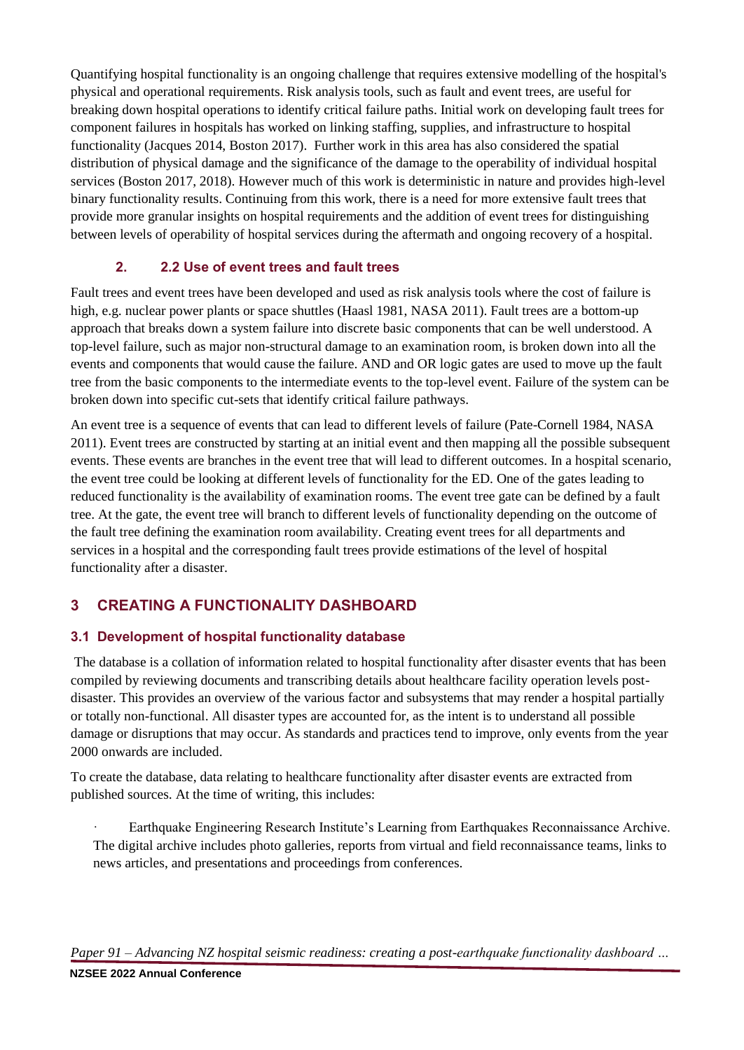Quantifying hospital functionality is an ongoing challenge that requires extensive modelling of the hospital's physical and operational requirements. Risk analysis tools, such as fault and event trees, are useful for breaking down hospital operations to identify critical failure paths. Initial work on developing fault trees for component failures in hospitals has worked on linking staffing, supplies, and infrastructure to hospital functionality (Jacques 2014, Boston 2017). Further work in this area has also considered the spatial distribution of physical damage and the significance of the damage to the operability of individual hospital services (Boston 2017, 2018). However much of this work is deterministic in nature and provides high-level binary functionality results. Continuing from this work, there is a need for more extensive fault trees that provide more granular insights on hospital requirements and the addition of event trees for distinguishing between levels of operability of hospital services during the aftermath and ongoing recovery of a hospital.

### 2. 2.2 Use of event trees and fault trees

Fault trees and event trees have been developed and used as risk analysis tools where the cost of failure is high, e.g. nuclear power plants or space shuttles (Haasl 1981, NASA 2011). Fault trees are a bottom-up approach that breaks down a system failure into discrete basic components that can be well understood. A top-level failure, such as major non-structural damage to an examination room, is broken down into all the events and components that would cause the failure. AND and OR logic gates are used to move up the fault tree from the basic components to the intermediate events to the top-level event. Failure of the system can be broken down into specific cut-sets that identify critical failure pathways.

An event tree is a sequence of events that can lead to different levels of failure (Pate-Cornell 1984, NASA 2011). Event trees are constructed by starting at an initial event and then mapping all the possible subsequent events. These events are branches in the event tree that will lead to different outcomes. In a hospital scenario, the event tree could be looking at different levels of functionality for the ED. One of the gates leading to reduced functionality is the availability of examination rooms. The event tree gate can be defined by a fault tree. At the gate, the event tree will branch to different levels of functionality depending on the outcome of the fault tree defining the examination room availability. Creating event trees for all departments and services in a hospital and the corresponding fault trees provide estimations of the level of hospital functionality after a disaster.

## 3 CREATING A FUNCTIONALITY DASHBOARD

### 3.1 Development of hospital functionality database

The database is a collation of information related to hospital functionality after disaster events that has been compiled by reviewing documents and transcribing details about healthcare facility operation levels post-disaster. This provides an overview of the various factor and subsystems that may render a hospital partially or totally non-functional. All disaster types are accounted for, as the intent is to understand all possible damage or disruptions that may occur. As standards and practices tend to improve, only events from the year 2000 onwards are included.

To create the database, data relating to healthcare functionality after disaster events are extracted from published sources. At the time of writing, this includes:

- Earthquake Engineering Research Institute's Learning from Earthquakes Reconnaissance Archive. The digital archive includes photo galleries, reports from virtual and field reconnaissance teams, links to news articles, and presentations and proceedings from conferences.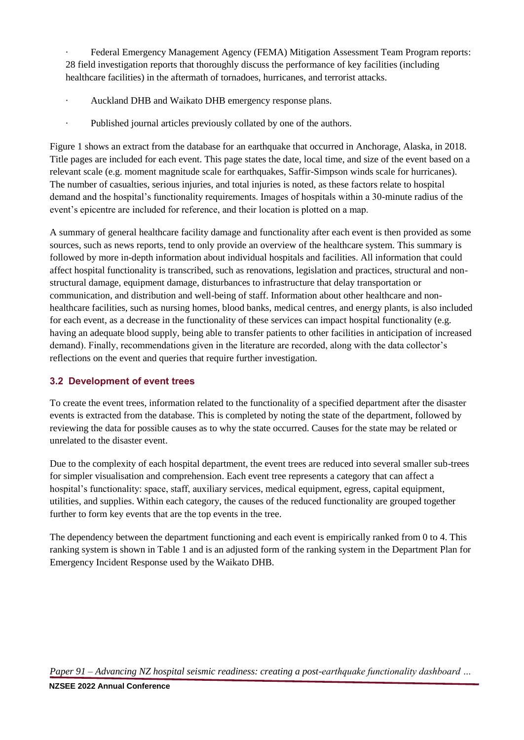- Federal Emergency Management Agency (FEMA) Mitigation Assessment Team Program reports: 28 field investigation reports that thoroughly discuss the performance of key facilities (including healthcare facilities) in the aftermath of tornadoes, hurricanes, and terrorist attacks.
- Auckland DHB and Waikato DHB emergency response plans.
- Published journal articles previously collated by one of the authors.

Figure 1 shows an extract from the database for an earthquake that occurred in Anchorage, Alaska, in 2018. Title pages are included for each event. This page states the date, local time, and size of the event based on a relevant scale (e.g. moment magnitude scale for earthquakes, Saffir-Simpson winds scale for hurricanes). The number of casualties, serious injuries, and total injuries is noted, as these factors relate to hospital demand and the hospital's functionality requirements. Images of hospitals within a 30-minute radius of the event's epicentre are included for reference, and their location is plotted on a map.

A summary of general healthcare facility damage and functionality after each event is then provided as some sources, such as news reports, tend to only provide an overview of the healthcare system. This summary is followed by more in-depth information about individual hospitals and facilities. All information that could affect hospital functionality is transcribed, such as renovations, legislation and practices, structural and non-structural damage, equipment damage, disturbances to infrastructure that delay transportation or communication, and distribution and well-being of staff. Information about other healthcare and non-healthcare facilities, such as nursing homes, blood banks, medical centres, and energy plants, is also included for each event, as a decrease in the functionality of these services can impact hospital functionality (e.g. having an adequate blood supply, being able to transfer patients to other facilities in anticipation of increased demand). Finally, recommendations given in the literature are recorded, along with the data collector's reflections on the event and queries that require further investigation.

### 3.2 Development of event trees

To create the event trees, information related to the functionality of a specified department after the disaster events is extracted from the database. This is completed by noting the state of the department, followed by reviewing the data for possible causes as to why the state occurred. Causes for the state may be related or unrelated to the disaster event.

Due to the complexity of each hospital department, the event trees are reduced into several smaller sub-trees for simpler visualisation and comprehension. Each event tree represents a category that can affect a hospital's functionality: space, staff, auxiliary services, medical equipment, egress, capital equipment, utilities, and supplies. Within each category, the causes of the reduced functionality are grouped together further to form key events that are the top events in the tree.

The dependency between the department functioning and each event is empirically ranked from 0 to 4. This ranking system is shown in Table 1 and is an adjusted form of the ranking system in the Department Plan for Emergency Incident Response used by the Waikato DHB.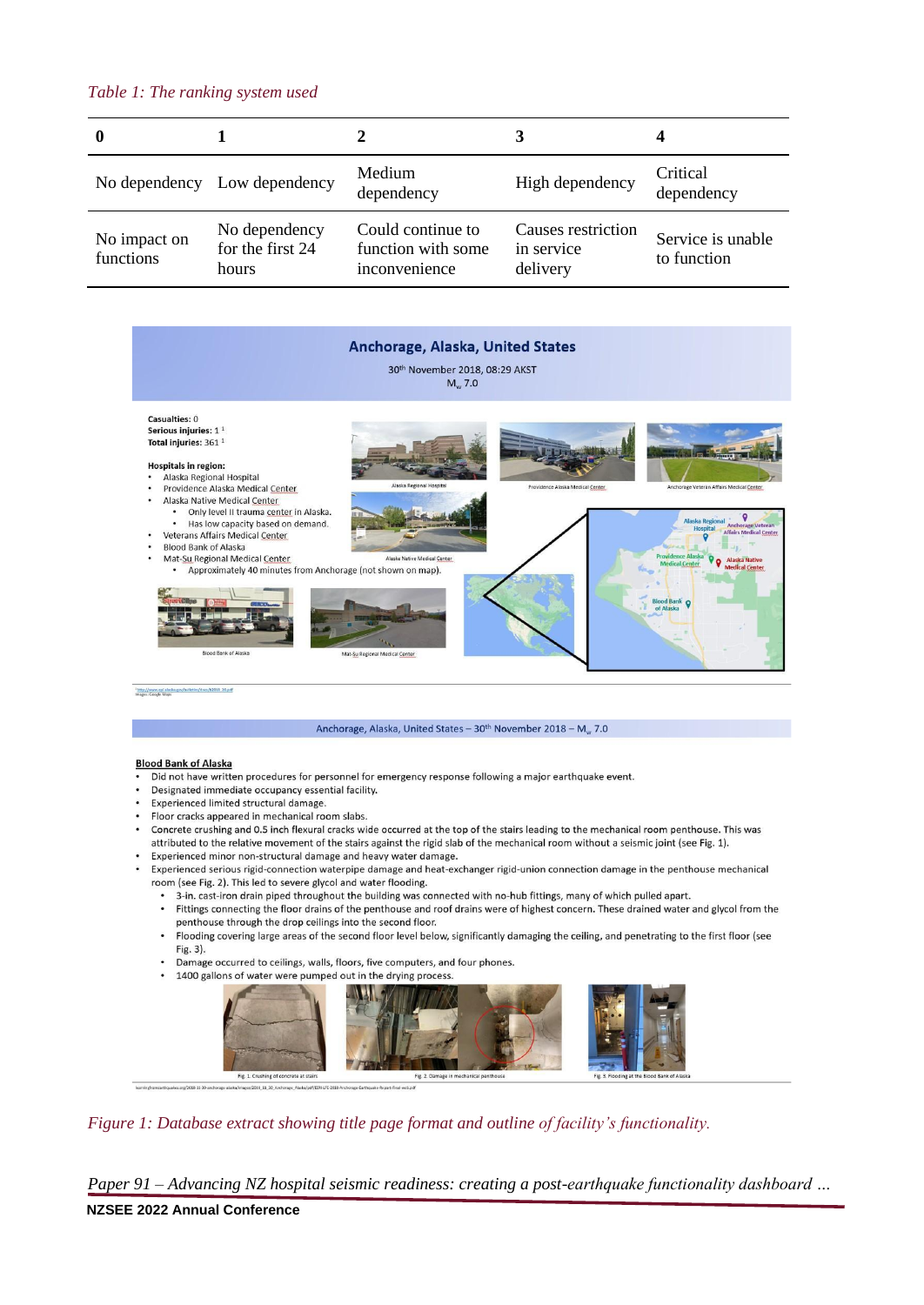*Table 1: The ranking system used*

| 0 | 1 | 2 | 3 | 4 |
|---|---|---|---|---|
| No dependency | Low dependency | Medium dependency | High dependency | Critical dependency |
| No impact on functions | No dependency for the first 24 hours | Could continue to function with some inconvenience | Causes restriction in service delivery | Service is unable to function |

**Anchorage, Alaska, United States**

30th November 2018, 08:29 AKST

$M_w$ 7.0

**Casualties:** 0
**Serious injuries:** 1 [1]
**Total injuries:** 361 [1]

**Hospitals in region:**

- Alaska Regional Hospital
- Providence Alaska Medical Center
- Alaska Native Medical Center
  - Only level II trauma center in Alaska.
  - Has low capacity based on demand.
- Veterans Affairs Medical Center
- Blood Bank of Alaska
- Mat-Su Regional Medical Center
  - Approximately 40 minutes from Anchorage (not shown on map).

Alaska Regional Hospital

Providence Alaska Medical Center

Anchorage Veteran Affairs Medical Center

Alaska Native Medical Center

Blood Bank of Alaska

Mat-Su Regional Medical Center

Anchorage, Alaska, United States – 30th November 2018 – $M_w$ 7.0

**Blood Bank of Alaska**

- Did not have written procedures for personnel for emergency response following a major earthquake event.
- Designated immediate occupancy essential facility.
- Experienced limited structural damage.
- Floor cracks appeared in mechanical room slabs.
- Concrete crushing and 0.5 inch flexural cracks wide occurred at the top of the stairs leading to the mechanical room penthouse. This was attributed to the relative movement of the stairs against the rigid slab of the mechanical room without a seismic joint (see Fig. 1).
- Experienced minor non-structural damage and heavy water damage.
- Experienced serious rigid-connection waterpipe damage and heat-exchanger rigid-union connection damage in the penthouse mechanical room (see Fig. 2). This led to severe glycol and water flooding.
  - 3-in. cast-iron drain piped throughout the building was connected with no-hub fittings, many of which pulled apart.
  - Fittings connecting the floor drains of the penthouse and roof drains were of highest concern. These drained water and glycol from the penthouse through the drop ceilings into the second floor.
  - Flooding covering large areas of the second floor level below, significantly damaging the ceiling, and penetrating to the first floor (see Fig. 3).
  - Damage occurred to ceilings, walls, floors, five computers, and four phones.
  - 1400 gallons of water were pumped out in the drying process.

Fig. 1. Crushing of concrete at stairs

Fig. 2. Damage in mechanical penthouse

Fig. 3. Flooding at the Blood Bank of Alaska

*Figure 1: Database extract showing title page format and outline of facility's functionality.*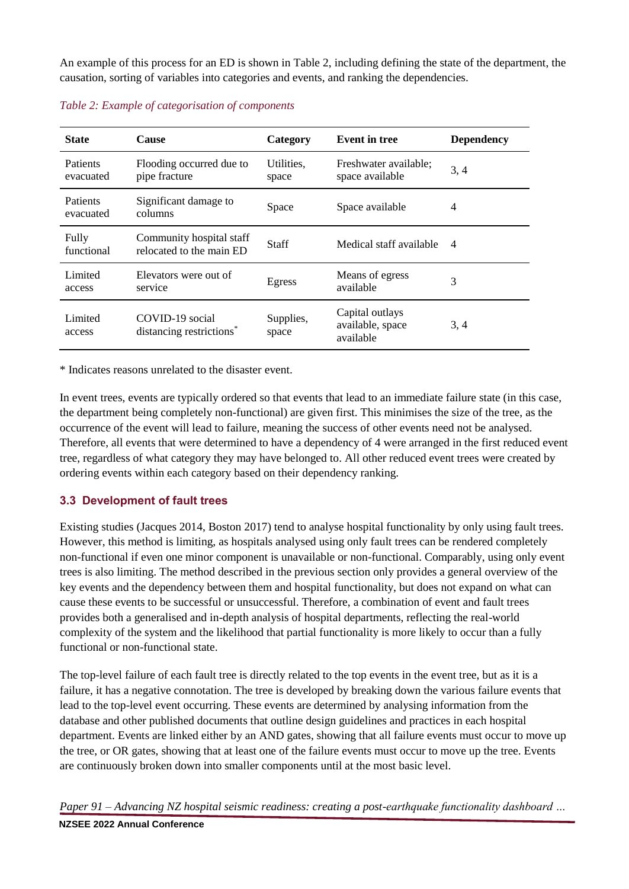An example of this process for an ED is shown in Table 2, including defining the state of the department, the causation, sorting of variables into categories and events, and ranking the dependencies.

*Table 2: Example of categorisation of components*

| State | Cause | Category | Event in tree | Dependency |
|---|---|---|---|---|
| Patients evacuated | Flooding occurred due to pipe fracture | Utilities, space | Freshwater available; space available | 3, 4 |
| Patients evacuated | Significant damage to columns | Space | Space available | 4 |
| Fully functional | Community hospital staff relocated to the main ED | Staff | Medical staff available | 4 |
| Limited access | Elevators were out of service | Egress | Means of egress available | 3 |
| Limited access | COVID-19 social distancing restrictions* | Supplies, space | Capital outlays available, space available | 3, 4 |

* Indicates reasons unrelated to the disaster event.

In event trees, events are typically ordered so that events that lead to an immediate failure state (in this case, the department being completely non-functional) are given first. This minimises the size of the tree, as the occurrence of the event will lead to failure, meaning the success of other events need not be analysed. Therefore, all events that were determined to have a dependency of 4 were arranged in the first reduced event tree, regardless of what category they may have belonged to. All other reduced event trees were created by ordering events within each category based on their dependency ranking.

### 3.3 Development of fault trees

Existing studies (Jacques 2014, Boston 2017) tend to analyse hospital functionality by only using fault trees. However, this method is limiting, as hospitals analysed using only fault trees can be rendered completely non-functional if even one minor component is unavailable or non-functional. Comparably, using only event trees is also limiting. The method described in the previous section only provides a general overview of the key events and the dependency between them and hospital functionality, but does not expand on what can cause these events to be successful or unsuccessful. Therefore, a combination of event and fault trees provides both a generalised and in-depth analysis of hospital departments, reflecting the real-world complexity of the system and the likelihood that partial functionality is more likely to occur than a fully functional or non-functional state.

The top-level failure of each fault tree is directly related to the top events in the event tree, but as it is a failure, it has a negative connotation. The tree is developed by breaking down the various failure events that lead to the top-level event occurring. These events are determined by analysing information from the database and other published documents that outline design guidelines and practices in each hospital department. Events are linked either by an AND gates, showing that all failure events must occur to move up the tree, or OR gates, showing that at least one of the failure events must occur to move up the tree. Events are continuously broken down into smaller components until at the most basic level.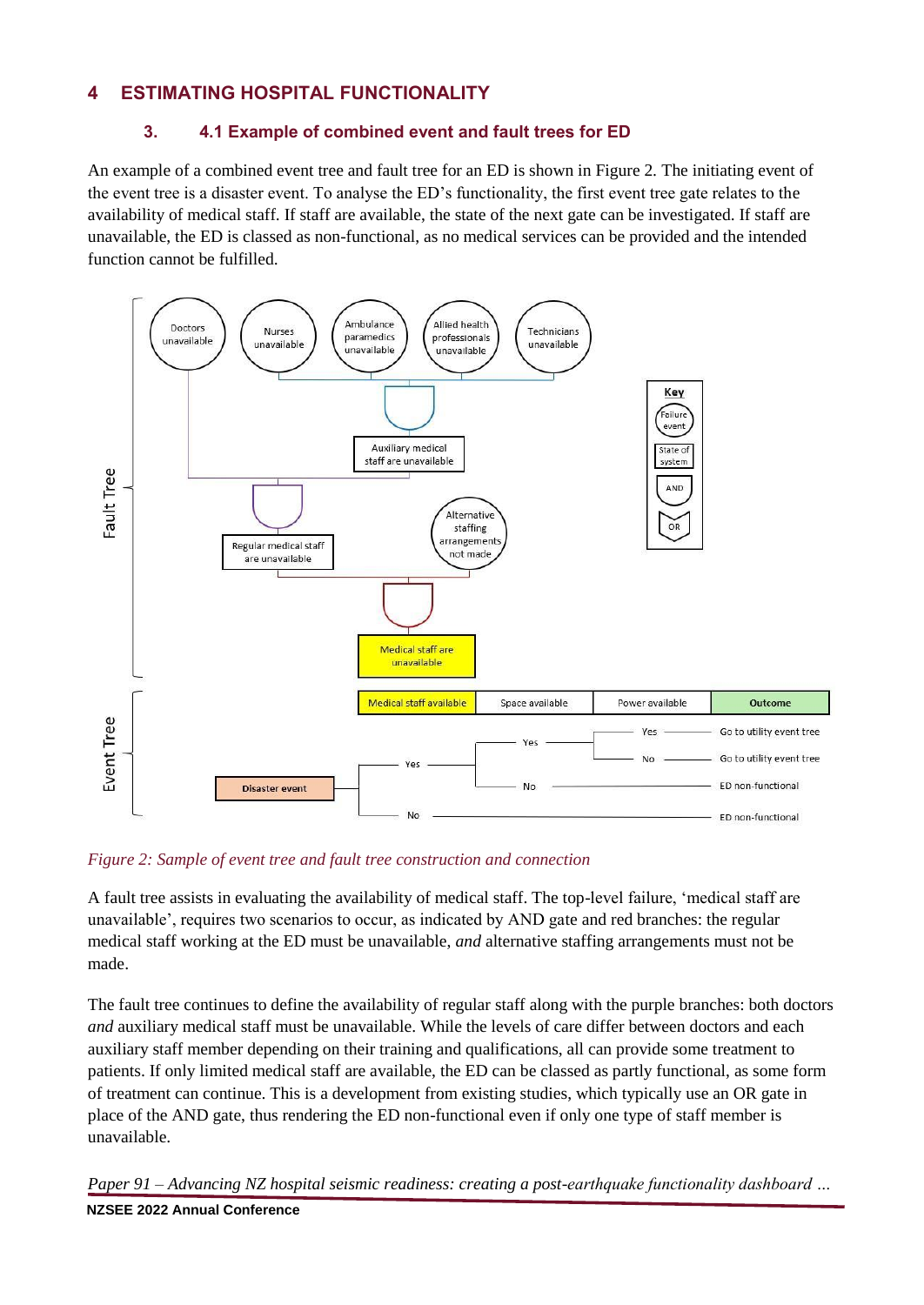# 4 ESTIMATING HOSPITAL FUNCTIONALITY

## 3. 4.1 Example of combined event and fault trees for ED

An example of a combined event tree and fault tree for an ED is shown in Figure 2. The initiating event of the event tree is a disaster event. To analyse the ED's functionality, the first event tree gate relates to the availability of medical staff. If staff are available, the state of the next gate can be investigated. If staff are unavailable, the ED is classed as non-functional, as no medical services can be provided and the intended function cannot be fulfilled.

*Figure 2: Sample of event tree and fault tree construction and connection*

A fault tree assists in evaluating the availability of medical staff. The top-level failure, 'medical staff are unavailable', requires two scenarios to occur, as indicated by AND gate and red branches: the regular medical staff working at the ED must be unavailable, *and* alternative staffing arrangements must not be made.

The fault tree continues to define the availability of regular staff along with the purple branches: both doctors *and* auxiliary medical staff must be unavailable. While the levels of care differ between doctors and each auxiliary staff member depending on their training and qualifications, all can provide some treatment to patients. If only limited medical staff are available, the ED can be classed as partly functional, as some form of treatment can continue. This is a development from existing studies, which typically use an OR gate in place of the AND gate, thus rendering the ED non-functional even if only one type of staff member is unavailable.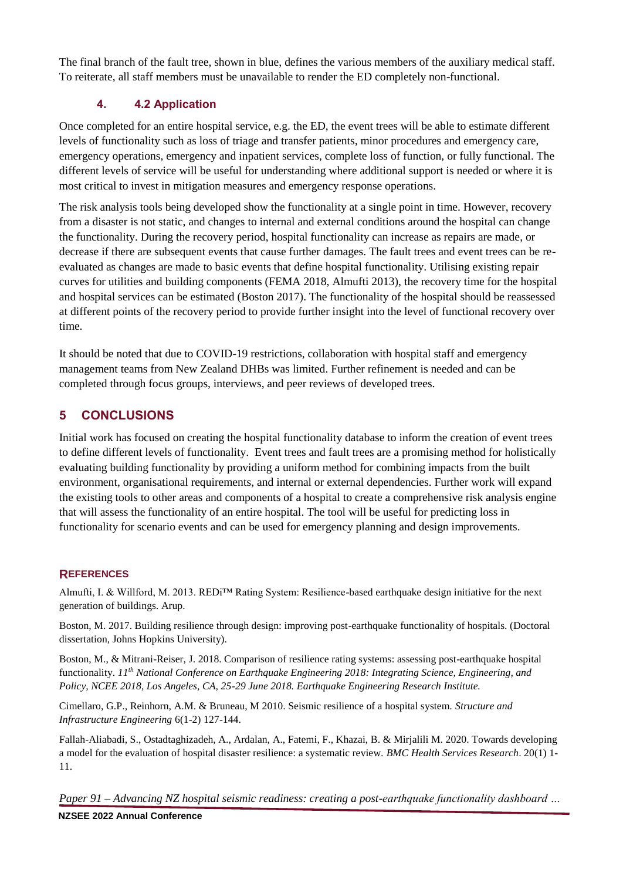The final branch of the fault tree, shown in blue, defines the various members of the auxiliary medical staff. To reiterate, all staff members must be unavailable to render the ED completely non-functional.

### 4. 4.2 Application

Once completed for an entire hospital service, e.g. the ED, the event trees will be able to estimate different levels of functionality such as loss of triage and transfer patients, minor procedures and emergency care, emergency operations, emergency and inpatient services, complete loss of function, or fully functional. The different levels of service will be useful for understanding where additional support is needed or where it is most critical to invest in mitigation measures and emergency response operations.

The risk analysis tools being developed show the functionality at a single point in time. However, recovery from a disaster is not static, and changes to internal and external conditions around the hospital can change the functionality. During the recovery period, hospital functionality can increase as repairs are made, or decrease if there are subsequent events that cause further damages. The fault trees and event trees can be re-evaluated as changes are made to basic events that define hospital functionality. Utilising existing repair curves for utilities and building components (FEMA 2018, Almufti 2013), the recovery time for the hospital and hospital services can be estimated (Boston 2017). The functionality of the hospital should be reassessed at different points of the recovery period to provide further insight into the level of functional recovery over time.

It should be noted that due to COVID-19 restrictions, collaboration with hospital staff and emergency management teams from New Zealand DHBs was limited. Further refinement is needed and can be completed through focus groups, interviews, and peer reviews of developed trees.

## 5 CONCLUSIONS

Initial work has focused on creating the hospital functionality database to inform the creation of event trees to define different levels of functionality. Event trees and fault trees are a promising method for holistically evaluating building functionality by providing a uniform method for combining impacts from the built environment, organisational requirements, and internal or external dependencies. Further work will expand the existing tools to other areas and components of a hospital to create a comprehensive risk analysis engine that will assess the functionality of an entire hospital. The tool will be useful for predicting loss in functionality for scenario events and can be used for emergency planning and design improvements.

### REFERENCES

Almufti, I. & Willford, M. 2013. REDi™ Rating System: Resilience-based earthquake design initiative for the next generation of buildings. Arup.

Boston, M. 2017. Building resilience through design: improving post-earthquake functionality of hospitals. (Doctoral dissertation, Johns Hopkins University).

Boston, M., & Mitrani-Reiser, J. 2018. Comparison of resilience rating systems: assessing post-earthquake hospital functionality. *11th National Conference on Earthquake Engineering 2018: Integrating Science, Engineering, and Policy, NCEE 2018, Los Angeles, CA, 25-29 June 2018. Earthquake Engineering Research Institute.*

Cimellaro, G.P., Reinhorn, A.M. & Bruneau, M 2010. Seismic resilience of a hospital system. *Structure and Infrastructure Engineering* 6(1-2) 127-144.

Fallah-Aliabadi, S., Ostadtaghizadeh, A., Ardalan, A., Fatemi, F., Khazai, B. & Mirjalili M. 2020. Towards developing a model for the evaluation of hospital disaster resilience: a systematic review. *BMC Health Services Research*. 20(1) 1-11.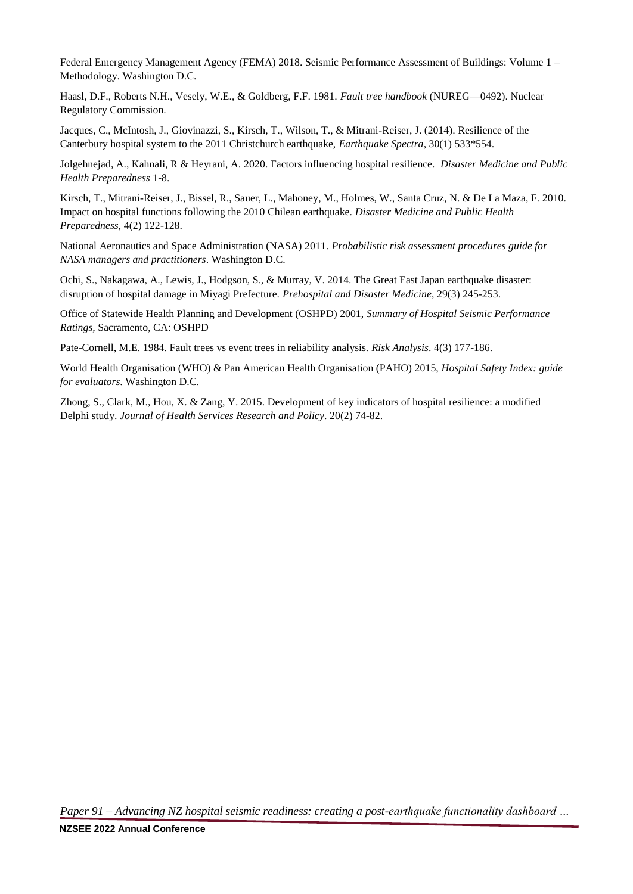Federal Emergency Management Agency (FEMA) 2018. Seismic Performance Assessment of Buildings: Volume 1 – Methodology. Washington D.C.

Haasl, D.F., Roberts N.H., Vesely, W.E., & Goldberg, F.F. 1981. *Fault tree handbook* (NUREG—0492). Nuclear Regulatory Commission.

Jacques, C., McIntosh, J., Giovinazzi, S., Kirsch, T., Wilson, T., & Mitrani-Reiser, J. (2014). Resilience of the Canterbury hospital system to the 2011 Christchurch earthquake, *Earthquake Spectra*, 30(1) 533*554.

Jolgehnejad, A., Kahnali, R & Heyrani, A. 2020. Factors influencing hospital resilience. *Disaster Medicine and Public Health Preparedness* 1-8.

Kirsch, T., Mitrani-Reiser, J., Bissel, R., Sauer, L., Mahoney, M., Holmes, W., Santa Cruz, N. & De La Maza, F. 2010. Impact on hospital functions following the 2010 Chilean earthquake. *Disaster Medicine and Public Health Preparedness,* 4(2) 122-128.

National Aeronautics and Space Administration (NASA) 2011. *Probabilistic risk assessment procedures guide for NASA managers and practitioners*. Washington D.C.

Ochi, S., Nakagawa, A., Lewis, J., Hodgson, S., & Murray, V. 2014. The Great East Japan earthquake disaster: disruption of hospital damage in Miyagi Prefecture. *Prehospital and Disaster Medicine*, 29(3) 245-253.

Office of Statewide Health Planning and Development (OSHPD) 2001, *Summary of Hospital Seismic Performance Ratings,* Sacramento, CA: OSHPD

Pate-Cornell, M.E. 1984. Fault trees vs event trees in reliability analysis. *Risk Analysis*. 4(3) 177-186.

World Health Organisation (WHO) & Pan American Health Organisation (PAHO) 2015, *Hospital Safety Index: guide for evaluators*. Washington D.C.

Zhong, S., Clark, M., Hou, X. & Zang, Y. 2015. Development of key indicators of hospital resilience: a modified Delphi study. *Journal of Health Services Research and Policy*. 20(2) 74-82.